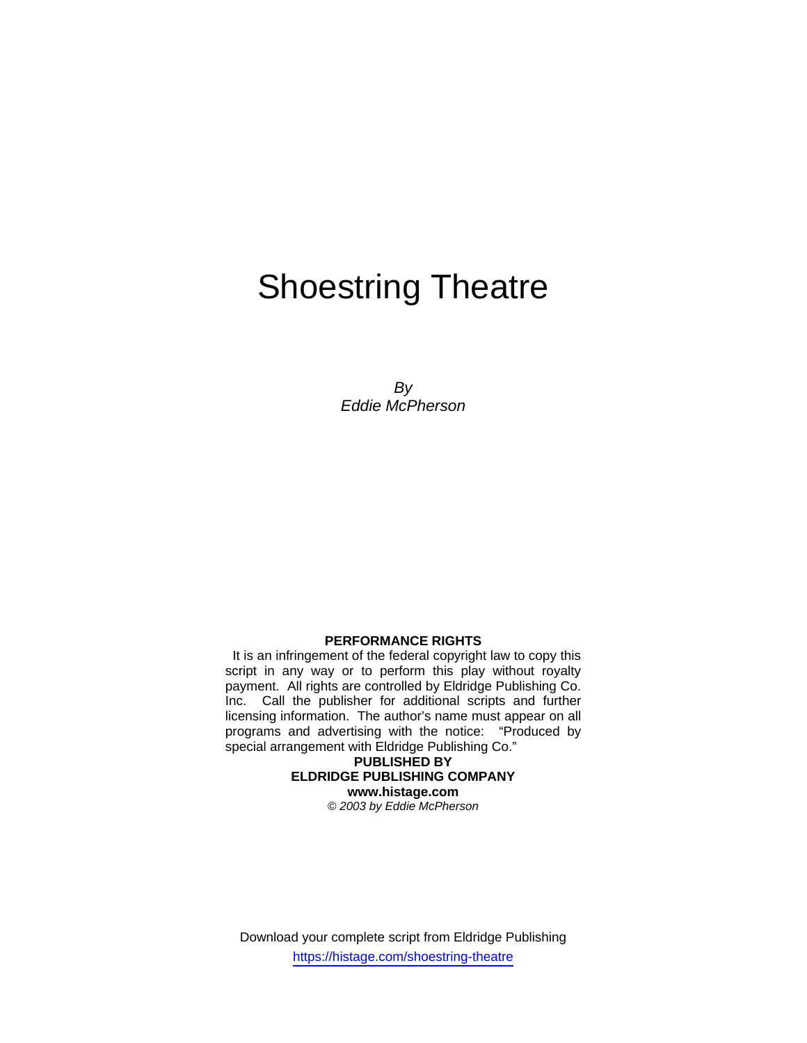# Shoestring Theatre

*By*
*Eddie McPherson*

**PERFORMANCE RIGHTS**

It is an infringement of the federal copyright law to copy this script in any way or to perform this play without royalty payment. All rights are controlled by Eldridge Publishing Co. Inc. Call the publisher for additional scripts and further licensing information. The author's name must appear on all programs and advertising with the notice: "Produced by special arrangement with Eldridge Publishing Co."

**PUBLISHED BY**
**ELDRIDGE PUBLISHING COMPANY**
**www.histage.com**
*© 2003 by Eddie McPherson*

Download your complete script from Eldridge Publishing
https://histage.com/shoestring-theatre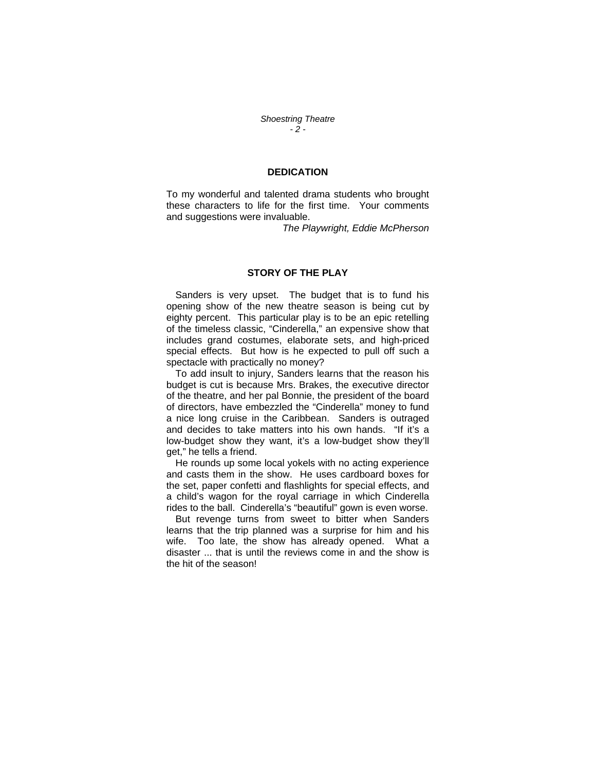## DEDICATION

To my wonderful and talented drama students who brought these characters to life for the first time. Your comments and suggestions were invaluable.

*The Playwright, Eddie McPherson*

## STORY OF THE PLAY

Sanders is very upset. The budget that is to fund his opening show of the new theatre season is being cut by eighty percent. This particular play is to be an epic retelling of the timeless classic, "Cinderella," an expensive show that includes grand costumes, elaborate sets, and high-priced special effects. But how is he expected to pull off such a spectacle with practically no money?

To add insult to injury, Sanders learns that the reason his budget is cut is because Mrs. Brakes, the executive director of the theatre, and her pal Bonnie, the president of the board of directors, have embezzled the "Cinderella" money to fund a nice long cruise in the Caribbean. Sanders is outraged and decides to take matters into his own hands. "If it's a low-budget show they want, it's a low-budget show they'll get," he tells a friend.

He rounds up some local yokels with no acting experience and casts them in the show. He uses cardboard boxes for the set, paper confetti and flashlights for special effects, and a child's wagon for the royal carriage in which Cinderella rides to the ball. Cinderella's "beautiful" gown is even worse.

But revenge turns from sweet to bitter when Sanders learns that the trip planned was a surprise for him and his wife. Too late, the show has already opened. What a disaster ... that is until the reviews come in and the show is the hit of the season!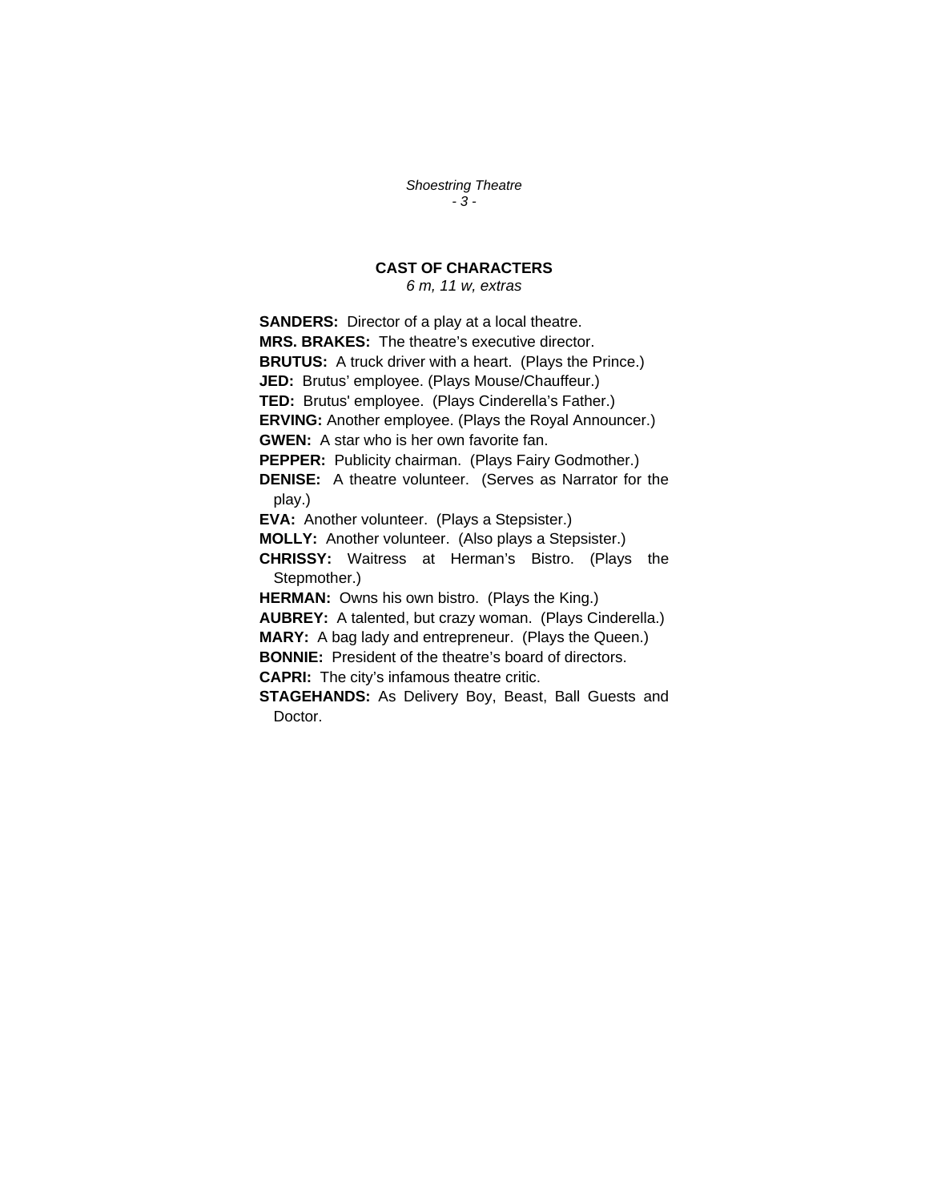## CAST OF CHARACTERS

*6 m, 11 w, extras*

**SANDERS:** Director of a play at a local theatre.
**MRS. BRAKES:** The theatre's executive director.
**BRUTUS:** A truck driver with a heart. (Plays the Prince.)
**JED:** Brutus' employee. (Plays Mouse/Chauffeur.)
**TED:** Brutus' employee. (Plays Cinderella's Father.)
**ERVING:** Another employee. (Plays the Royal Announcer.)
**GWEN:** A star who is her own favorite fan.
**PEPPER:** Publicity chairman. (Plays Fairy Godmother.)
**DENISE:** A theatre volunteer. (Serves as Narrator for the play.)
**EVA:** Another volunteer. (Plays a Stepsister.)
**MOLLY:** Another volunteer. (Also plays a Stepsister.)
**CHRISSY:** Waitress at Herman's Bistro. (Plays the Stepmother.)
**HERMAN:** Owns his own bistro. (Plays the King.)
**AUBREY:** A talented, but crazy woman. (Plays Cinderella.)
**MARY:** A bag lady and entrepreneur. (Plays the Queen.)
**BONNIE:** President of the theatre's board of directors.
**CAPRI:** The city's infamous theatre critic.
**STAGEHANDS:** As Delivery Boy, Beast, Ball Guests and Doctor.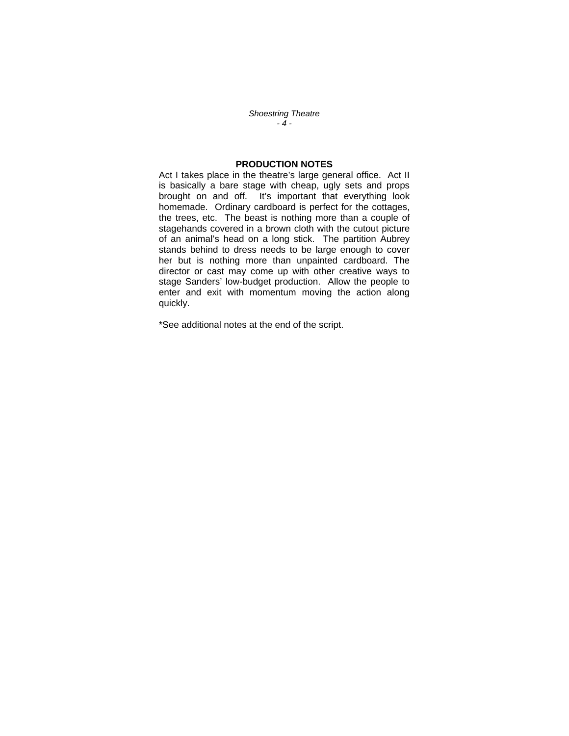## PRODUCTION NOTES

Act I takes place in the theatre's large general office. Act II is basically a bare stage with cheap, ugly sets and props brought on and off. It's important that everything look homemade. Ordinary cardboard is perfect for the cottages, the trees, etc. The beast is nothing more than a couple of stagehands covered in a brown cloth with the cutout picture of an animal's head on a long stick. The partition Aubrey stands behind to dress needs to be large enough to cover her but is nothing more than unpainted cardboard. The director or cast may come up with other creative ways to stage Sanders' low-budget production. Allow the people to enter and exit with momentum moving the action along quickly.

*See additional notes at the end of the script.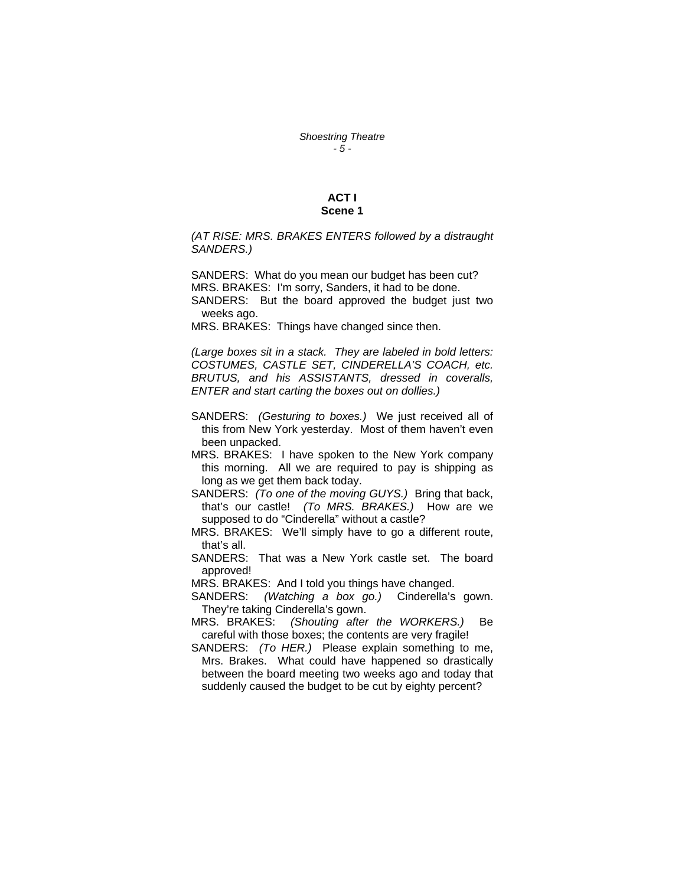## ACT I
### Scene 1

*(AT RISE: MRS. BRAKES ENTERS followed by a distraught SANDERS.)*

SANDERS: What do you mean our budget has been cut?
MRS. BRAKES: I'm sorry, Sanders, it had to be done.
SANDERS: But the board approved the budget just two weeks ago.
MRS. BRAKES: Things have changed since then.

*(Large boxes sit in a stack. They are labeled in bold letters: COSTUMES, CASTLE SET, CINDERELLA'S COACH, etc. BRUTUS, and his ASSISTANTS, dressed in coveralls, ENTER and start carting the boxes out on dollies.)*

SANDERS: *(Gesturing to boxes.)* We just received all of this from New York yesterday. Most of them haven't even been unpacked.
MRS. BRAKES: I have spoken to the New York company this morning. All we are required to pay is shipping as long as we get them back today.
SANDERS: *(To one of the moving GUYS.)* Bring that back, that's our castle! *(To MRS. BRAKES.)* How are we supposed to do "Cinderella" without a castle?
MRS. BRAKES: We'll simply have to go a different route, that's all.
SANDERS: That was a New York castle set. The board approved!
MRS. BRAKES: And I told you things have changed.
SANDERS: *(Watching a box go.)* Cinderella's gown. They're taking Cinderella's gown.
MRS. BRAKES: *(Shouting after the WORKERS.)* Be careful with those boxes; the contents are very fragile!
SANDERS: *(To HER.)* Please explain something to me, Mrs. Brakes. What could have happened so drastically between the board meeting two weeks ago and today that suddenly caused the budget to be cut by eighty percent?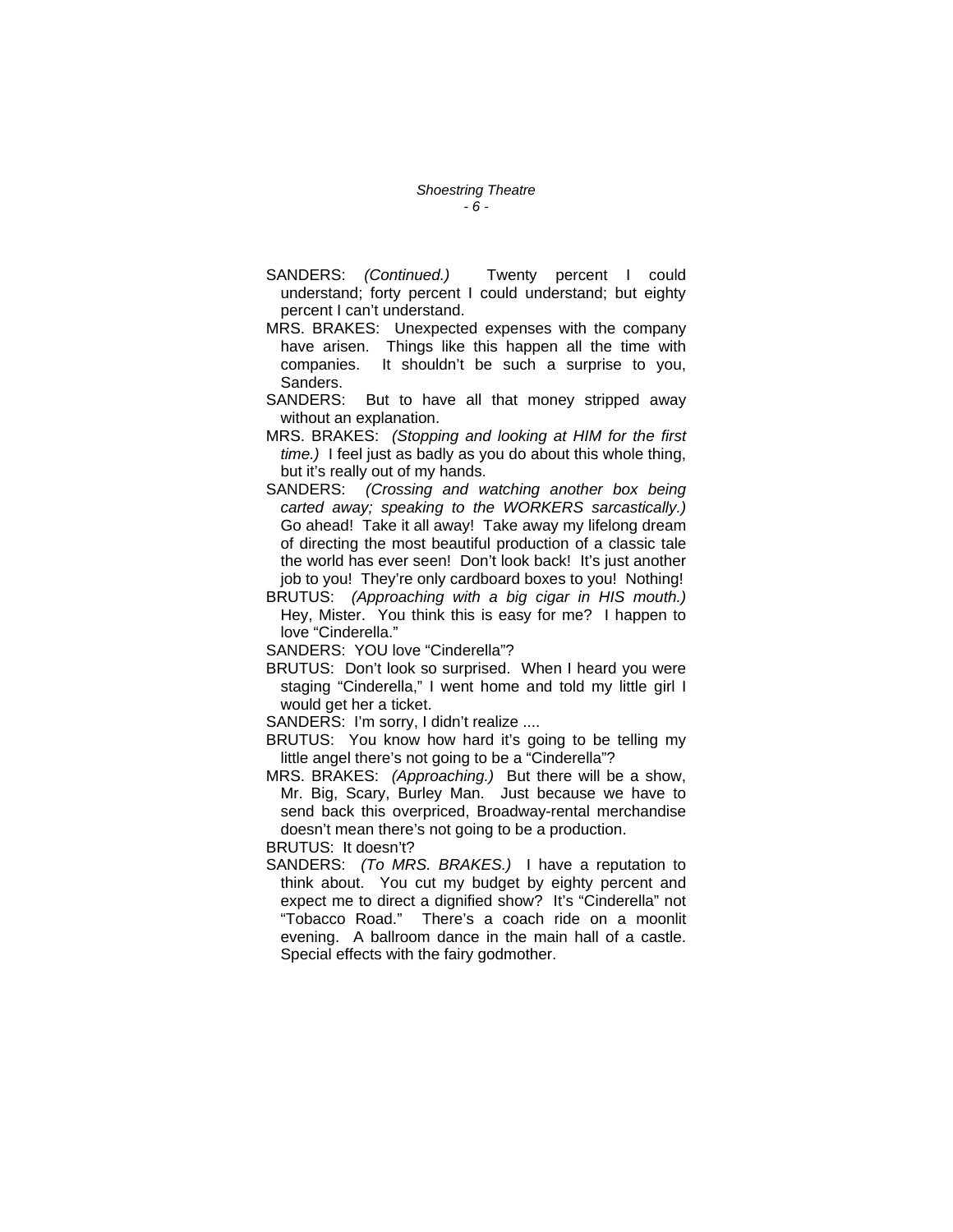SANDERS: *(Continued.)* Twenty percent I could understand; forty percent I could understand; but eighty percent I can't understand.

MRS. BRAKES: Unexpected expenses with the company have arisen. Things like this happen all the time with companies. It shouldn't be such a surprise to you, Sanders.

SANDERS: But to have all that money stripped away without an explanation.

MRS. BRAKES: *(Stopping and looking at HIM for the first time.)* I feel just as badly as you do about this whole thing, but it's really out of my hands.

SANDERS: *(Crossing and watching another box being carted away; speaking to the WORKERS sarcastically.)* Go ahead! Take it all away! Take away my lifelong dream of directing the most beautiful production of a classic tale the world has ever seen! Don't look back! It's just another job to you! They're only cardboard boxes to you! Nothing!

BRUTUS: *(Approaching with a big cigar in HIS mouth.)* Hey, Mister. You think this is easy for me? I happen to love "Cinderella."

SANDERS: YOU love "Cinderella"?

BRUTUS: Don't look so surprised. When I heard you were staging "Cinderella," I went home and told my little girl I would get her a ticket.

SANDERS: I'm sorry, I didn't realize ....

BRUTUS: You know how hard it's going to be telling my little angel there's not going to be a "Cinderella"?

MRS. BRAKES: *(Approaching.)* But there will be a show, Mr. Big, Scary, Burley Man. Just because we have to send back this overpriced, Broadway-rental merchandise doesn't mean there's not going to be a production.

BRUTUS: It doesn't?

SANDERS: *(To MRS. BRAKES.)* I have a reputation to think about. You cut my budget by eighty percent and expect me to direct a dignified show? It's "Cinderella" not "Tobacco Road." There's a coach ride on a moonlit evening. A ballroom dance in the main hall of a castle. Special effects with the fairy godmother.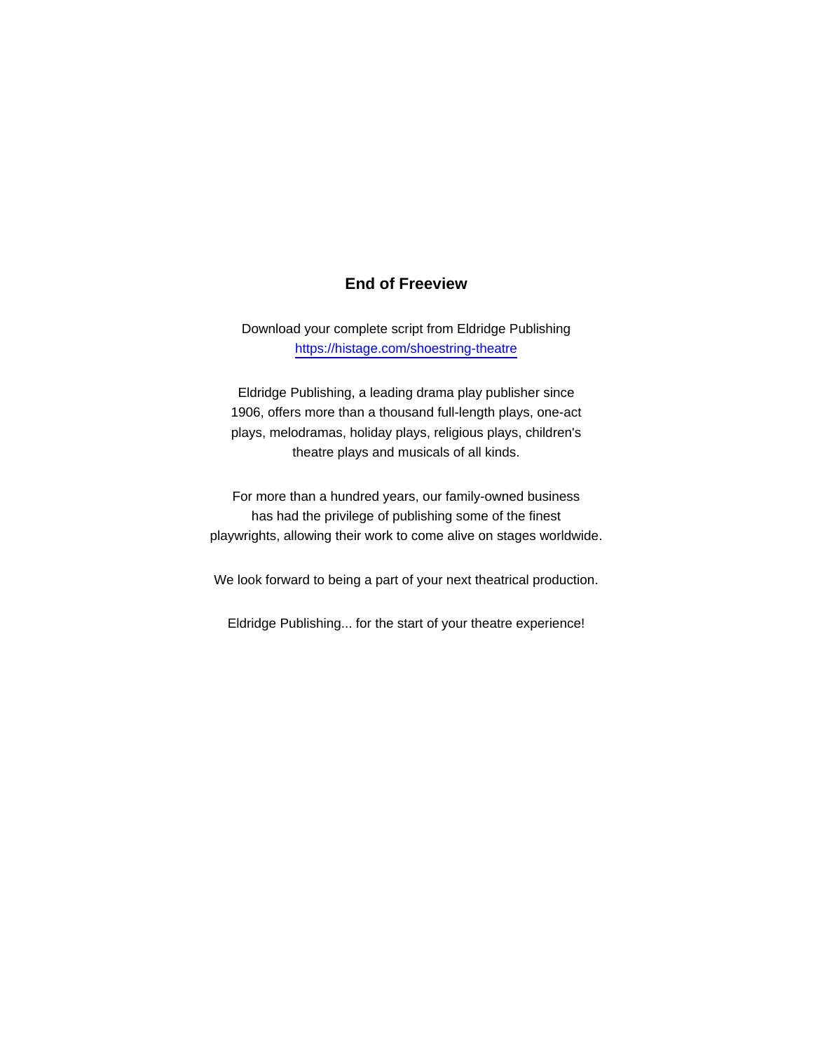**End of Freeview**

Download your complete script from Eldridge Publishing
https://histage.com/shoestring-theatre

Eldridge Publishing, a leading drama play publisher since 1906, offers more than a thousand full-length plays, one-act plays, melodramas, holiday plays, religious plays, children's theatre plays and musicals of all kinds.

For more than a hundred years, our family-owned business has had the privilege of publishing some of the finest playwrights, allowing their work to come alive on stages worldwide.

We look forward to being a part of your next theatrical production.

Eldridge Publishing... for the start of your theatre experience!